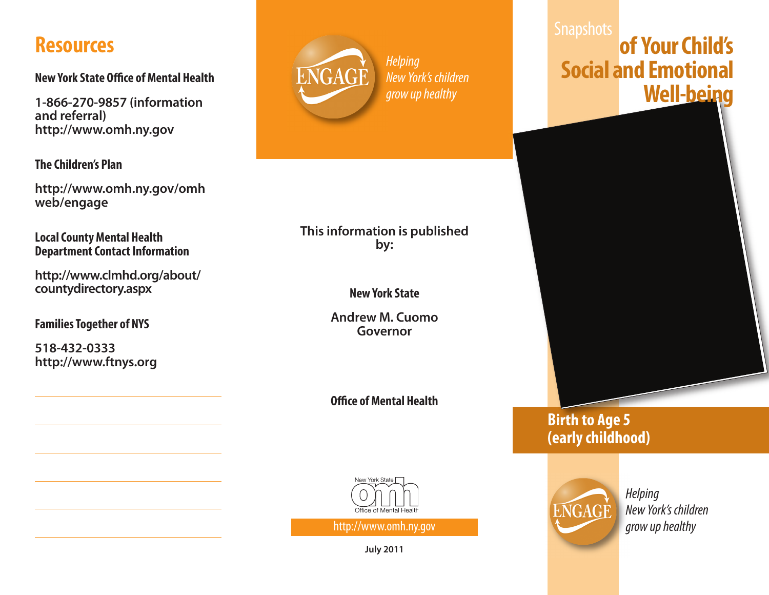## Resources

**New York State Office of Mental Health**

1-866-270-9857 (information and referral)
http://www.omh.ny.gov

**The Children's Plan**

http://www.omh.ny.gov/omhweb/engage

**Local County Mental Health Department Contact Information**

http://www.clmhd.org/about/countydirectory.aspx

**Families Together of NYS**

518-432-0333
http://www.ftnys.org

ENGAGE

*Helping New York's children grow up healthy*

This information is published by:

**New York State**

Andrew M. Cuomo
Governor

**Office of Mental Health**

New York State omh Office of Mental Health

http://www.omh.ny.gov

July 2011

# Snapshots of Your Child's Social and Emotional Well-being

## Birth to Age 5 (early childhood)

ENGAGE

*Helping New York's children grow up healthy*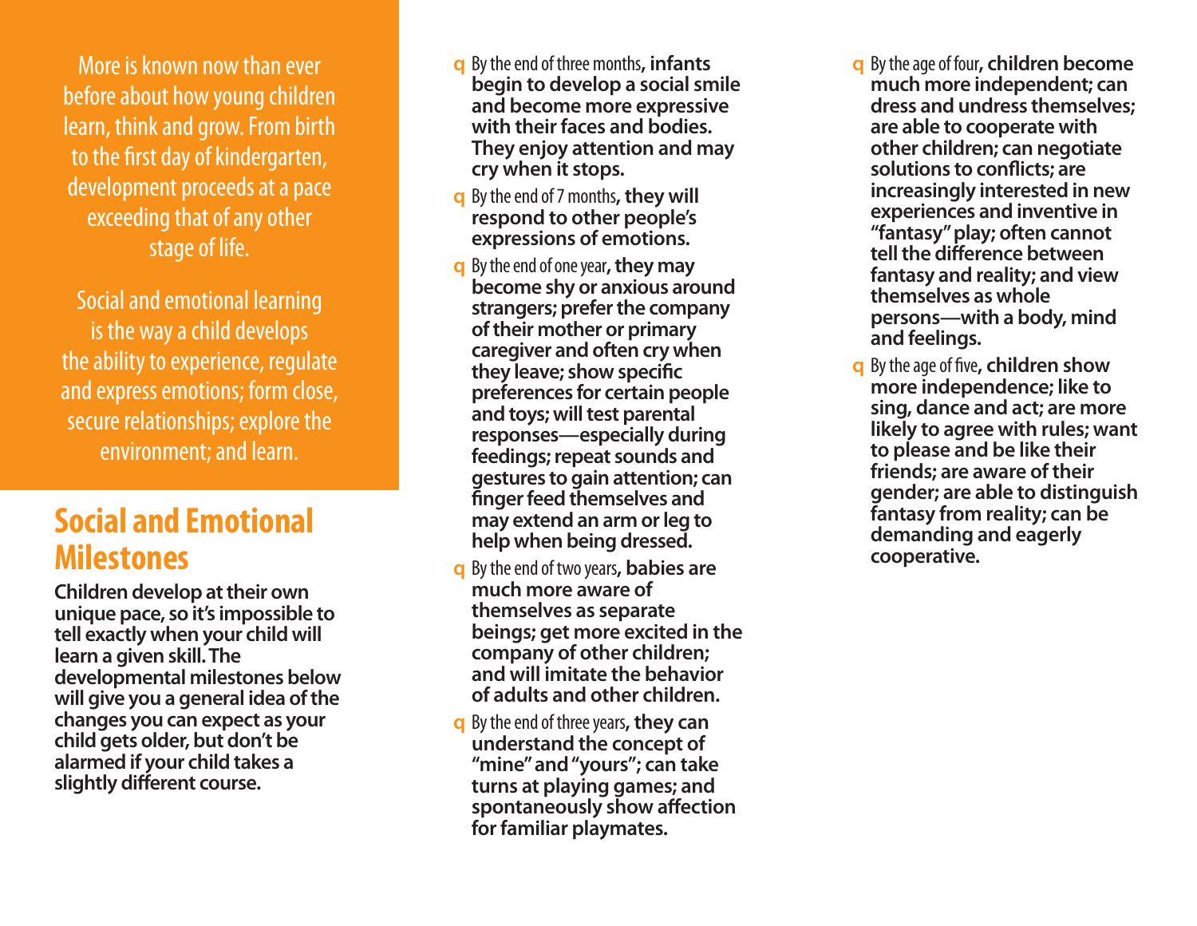More is known now than ever before about how young children learn, think and grow. From birth to the first day of kindergarten, development proceeds at a pace exceeding that of any other stage of life.

Social and emotional learning is the way a child develops the ability to experience, regulate and express emotions; form close, secure relationships; explore the environment; and learn.

## Social and Emotional Milestones

**Children develop at their own unique pace, so it's impossible to tell exactly when your child will learn a given skill. The developmental milestones below will give you a general idea of the changes you can expect as your child gets older, but don't be alarmed if your child takes a slightly different course.**

- By the end of three months**, infants begin to develop a social smile and become more expressive with their faces and bodies. They enjoy attention and may cry when it stops.**
- By the end of 7 months**, they will respond to other people's expressions of emotions.**
- By the end of one year**, they may become shy or anxious around strangers; prefer the company of their mother or primary caregiver and often cry when they leave; show specific preferences for certain people and toys; will test parental responses—especially during feedings; repeat sounds and gestures to gain attention; can finger feed themselves and may extend an arm or leg to help when being dressed.**
- By the end of two years**, babies are much more aware of themselves as separate beings; get more excited in the company of other children; and will imitate the behavior of adults and other children.**
- By the end of three years**, they can understand the concept of "mine" and "yours"; can take turns at playing games; and spontaneously show affection for familiar playmates.**
- By the age of four**, children become much more independent; can dress and undress themselves; are able to cooperate with other children; can negotiate solutions to conflicts; are increasingly interested in new experiences and inventive in "fantasy" play; often cannot tell the difference between fantasy and reality; and view themselves as whole persons—with a body, mind and feelings.**
- By the age of five**, children show more independence; like to sing, dance and act; are more likely to agree with rules; want to please and be like their friends; are aware of their gender; are able to distinguish fantasy from reality; can be demanding and eagerly cooperative.**